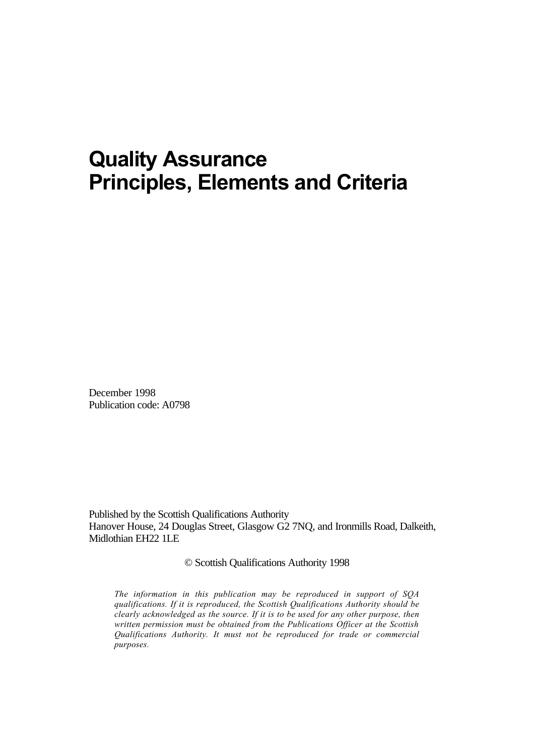# Quality Assurance
# Principles, Elements and Criteria

December 1998
Publication code: A0798

Published by the Scottish Qualifications Authority
Hanover House, 24 Douglas Street, Glasgow G2 7NQ, and Ironmills Road, Dalkeith, Midlothian EH22 1LE

© Scottish Qualifications Authority 1998

*The information in this publication may be reproduced in support of SQA qualifications. If it is reproduced, the Scottish Qualifications Authority should be clearly acknowledged as the source. If it is to be used for any other purpose, then written permission must be obtained from the Publications Officer at the Scottish Qualifications Authority. It must not be reproduced for trade or commercial purposes.*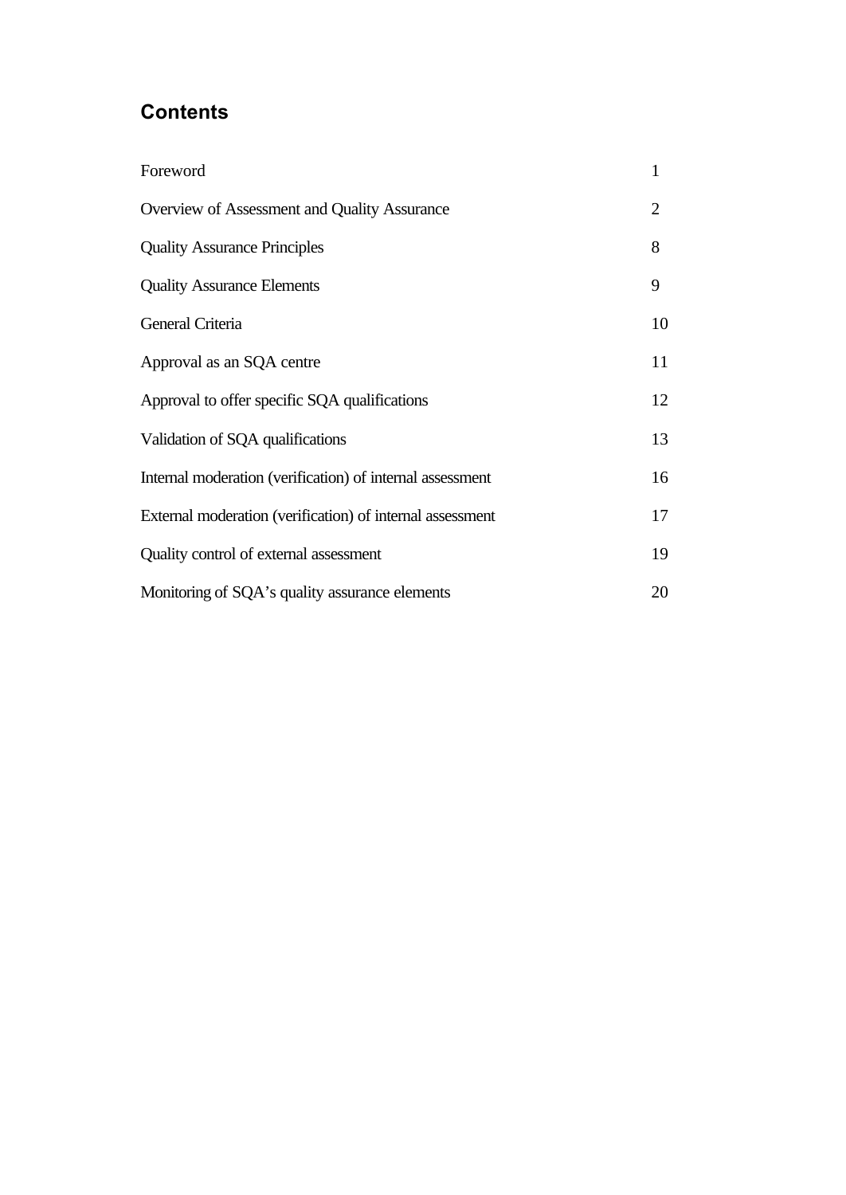## Contents

| | |
|---|---|
| Foreword | 1 |
| Overview of Assessment and Quality Assurance | 2 |
| Quality Assurance Principles | 8 |
| Quality Assurance Elements | 9 |
| General Criteria | 10 |
| Approval as an SQA centre | 11 |
| Approval to offer specific SQA qualifications | 12 |
| Validation of SQA qualifications | 13 |
| Internal moderation (verification) of internal assessment | 16 |
| External moderation (verification) of internal assessment | 17 |
| Quality control of external assessment | 19 |
| Monitoring of SQA's quality assurance elements | 20 |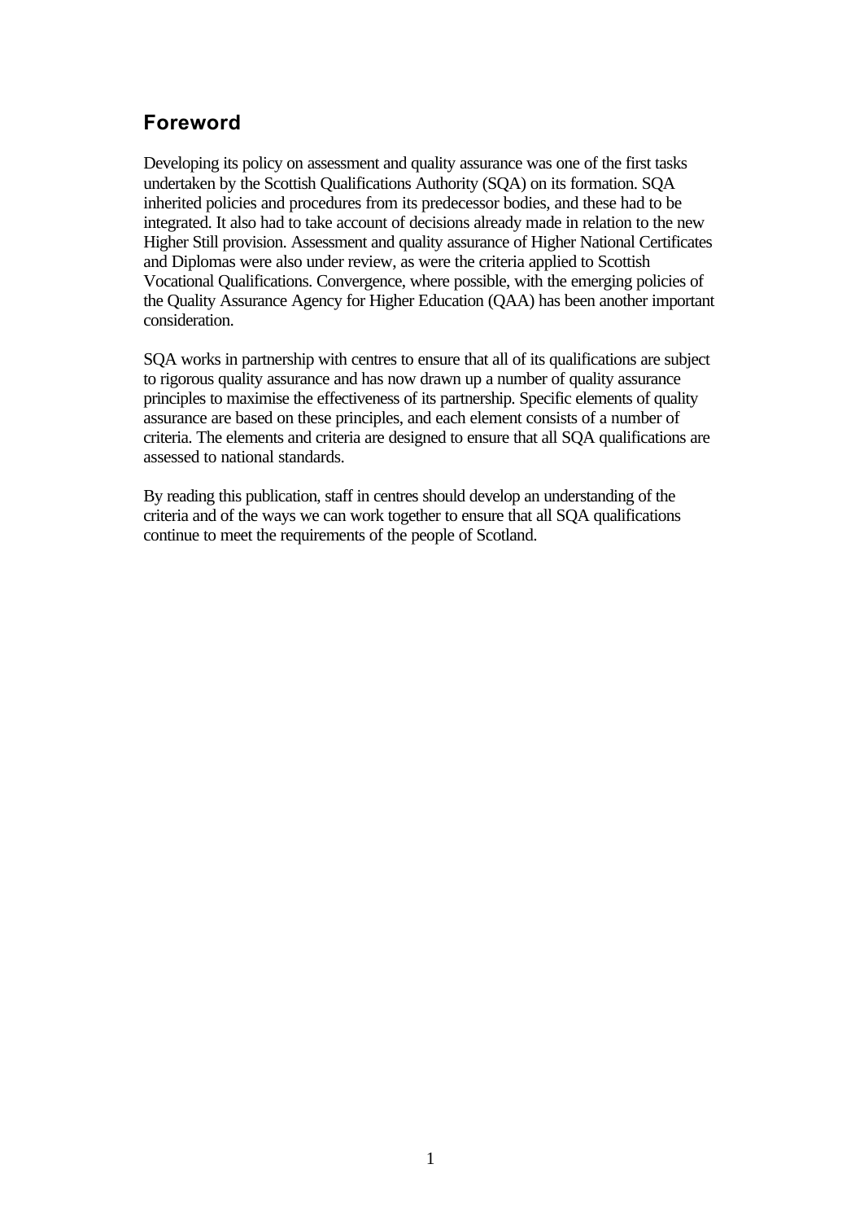## Foreword

Developing its policy on assessment and quality assurance was one of the first tasks undertaken by the Scottish Qualifications Authority (SQA) on its formation. SQA inherited policies and procedures from its predecessor bodies, and these had to be integrated. It also had to take account of decisions already made in relation to the new Higher Still provision. Assessment and quality assurance of Higher National Certificates and Diplomas were also under review, as were the criteria applied to Scottish Vocational Qualifications. Convergence, where possible, with the emerging policies of the Quality Assurance Agency for Higher Education (QAA) has been another important consideration.

SQA works in partnership with centres to ensure that all of its qualifications are subject to rigorous quality assurance and has now drawn up a number of quality assurance principles to maximise the effectiveness of its partnership. Specific elements of quality assurance are based on these principles, and each element consists of a number of criteria. The elements and criteria are designed to ensure that all SQA qualifications are assessed to national standards.

By reading this publication, staff in centres should develop an understanding of the criteria and of the ways we can work together to ensure that all SQA qualifications continue to meet the requirements of the people of Scotland.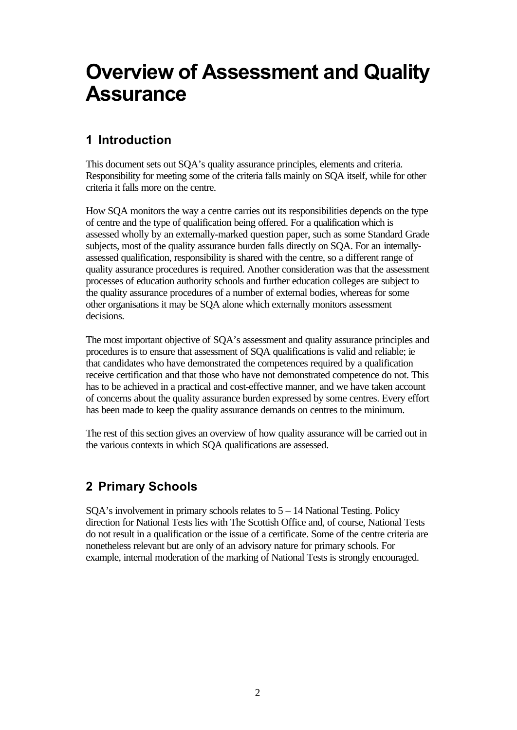# Overview of Assessment and Quality Assurance

## 1 Introduction

This document sets out SQA's quality assurance principles, elements and criteria. Responsibility for meeting some of the criteria falls mainly on SQA itself, while for other criteria it falls more on the centre.

How SQA monitors the way a centre carries out its responsibilities depends on the type of centre and the type of qualification being offered. For a qualification which is assessed wholly by an externally-marked question paper, such as some Standard Grade subjects, most of the quality assurance burden falls directly on SQA. For an internally-assessed qualification, responsibility is shared with the centre, so a different range of quality assurance procedures is required. Another consideration was that the assessment processes of education authority schools and further education colleges are subject to the quality assurance procedures of a number of external bodies, whereas for some other organisations it may be SQA alone which externally monitors assessment decisions.

The most important objective of SQA's assessment and quality assurance principles and procedures is to ensure that assessment of SQA qualifications is valid and reliable; ie that candidates who have demonstrated the competences required by a qualification receive certification and that those who have not demonstrated competence do not. This has to be achieved in a practical and cost-effective manner, and we have taken account of concerns about the quality assurance burden expressed by some centres. Every effort has been made to keep the quality assurance demands on centres to the minimum.

The rest of this section gives an overview of how quality assurance will be carried out in the various contexts in which SQA qualifications are assessed.

## 2 Primary Schools

SQA's involvement in primary schools relates to 5 – 14 National Testing. Policy direction for National Tests lies with The Scottish Office and, of course, National Tests do not result in a qualification or the issue of a certificate. Some of the centre criteria are nonetheless relevant but are only of an advisory nature for primary schools. For example, internal moderation of the marking of National Tests is strongly encouraged.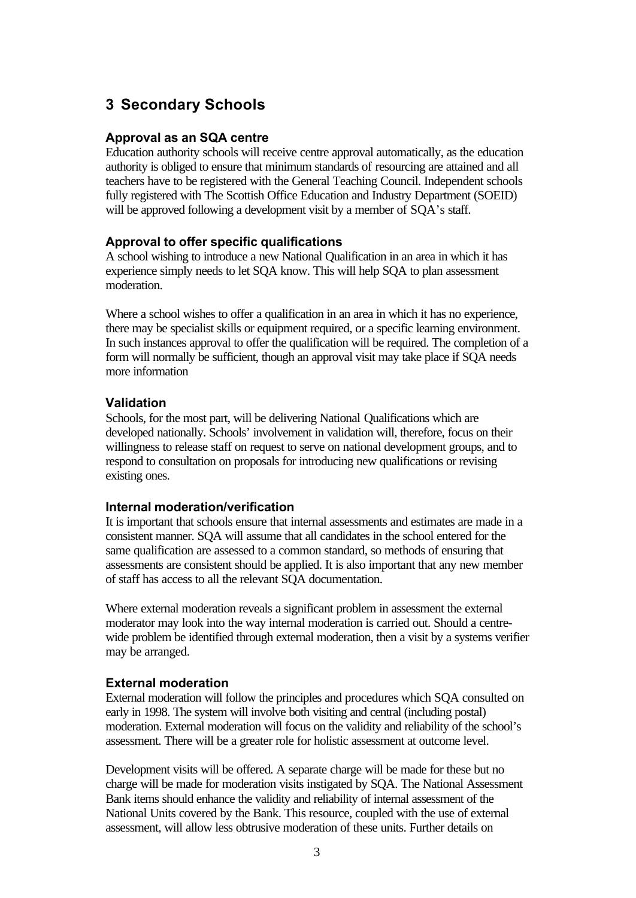# 3 Secondary Schools

### Approval as an SQA centre

Education authority schools will receive centre approval automatically, as the education authority is obliged to ensure that minimum standards of resourcing are attained and all teachers have to be registered with the General Teaching Council. Independent schools fully registered with The Scottish Office Education and Industry Department (SOEID) will be approved following a development visit by a member of SQA's staff.

### Approval to offer specific qualifications

A school wishing to introduce a new National Qualification in an area in which it has experience simply needs to let SQA know. This will help SQA to plan assessment moderation.

Where a school wishes to offer a qualification in an area in which it has no experience, there may be specialist skills or equipment required, or a specific learning environment. In such instances approval to offer the qualification will be required. The completion of a form will normally be sufficient, though an approval visit may take place if SQA needs more information

### Validation

Schools, for the most part, will be delivering National Qualifications which are developed nationally. Schools' involvement in validation will, therefore, focus on their willingness to release staff on request to serve on national development groups, and to respond to consultation on proposals for introducing new qualifications or revising existing ones.

### Internal moderation/verification

It is important that schools ensure that internal assessments and estimates are made in a consistent manner. SQA will assume that all candidates in the school entered for the same qualification are assessed to a common standard, so methods of ensuring that assessments are consistent should be applied. It is also important that any new member of staff has access to all the relevant SQA documentation.

Where external moderation reveals a significant problem in assessment the external moderator may look into the way internal moderation is carried out. Should a centre-wide problem be identified through external moderation, then a visit by a systems verifier may be arranged.

### External moderation

External moderation will follow the principles and procedures which SQA consulted on early in 1998. The system will involve both visiting and central (including postal) moderation. External moderation will focus on the validity and reliability of the school's assessment. There will be a greater role for holistic assessment at outcome level.

Development visits will be offered. A separate charge will be made for these but no charge will be made for moderation visits instigated by SQA. The National Assessment Bank items should enhance the validity and reliability of internal assessment of the National Units covered by the Bank. This resource, coupled with the use of external assessment, will allow less obtrusive moderation of these units. Further details on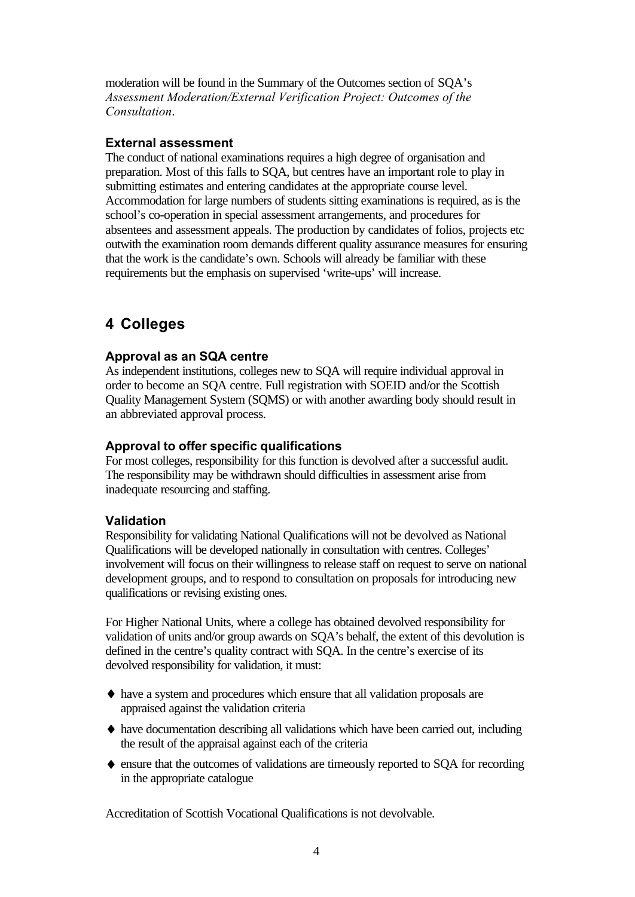moderation will be found in the Summary of the Outcomes section of SQA's *Assessment Moderation/External Verification Project: Outcomes of the Consultation*.

### External assessment

The conduct of national examinations requires a high degree of organisation and preparation. Most of this falls to SQA, but centres have an important role to play in submitting estimates and entering candidates at the appropriate course level. Accommodation for large numbers of students sitting examinations is required, as is the school's co-operation in special assessment arrangements, and procedures for absentees and assessment appeals. The production by candidates of folios, projects etc outwith the examination room demands different quality assurance measures for ensuring that the work is the candidate's own. Schools will already be familiar with these requirements but the emphasis on supervised 'write-ups' will increase.

## 4 Colleges

### Approval as an SQA centre

As independent institutions, colleges new to SQA will require individual approval in order to become an SQA centre. Full registration with SOEID and/or the Scottish Quality Management System (SQMS) or with another awarding body should result in an abbreviated approval process.

### Approval to offer specific qualifications

For most colleges, responsibility for this function is devolved after a successful audit. The responsibility may be withdrawn should difficulties in assessment arise from inadequate resourcing and staffing.

### Validation

Responsibility for validating National Qualifications will not be devolved as National Qualifications will be developed nationally in consultation with centres. Colleges' involvement will focus on their willingness to release staff on request to serve on national development groups, and to respond to consultation on proposals for introducing new qualifications or revising existing ones.

For Higher National Units, where a college has obtained devolved responsibility for validation of units and/or group awards on SQA's behalf, the extent of this devolution is defined in the centre's quality contract with SQA. In the centre's exercise of its devolved responsibility for validation, it must:

- have a system and procedures which ensure that all validation proposals are appraised against the validation criteria
- have documentation describing all validations which have been carried out, including the result of the appraisal against each of the criteria
- ensure that the outcomes of validations are timeously reported to SQA for recording in the appropriate catalogue

Accreditation of Scottish Vocational Qualifications is not devolvable.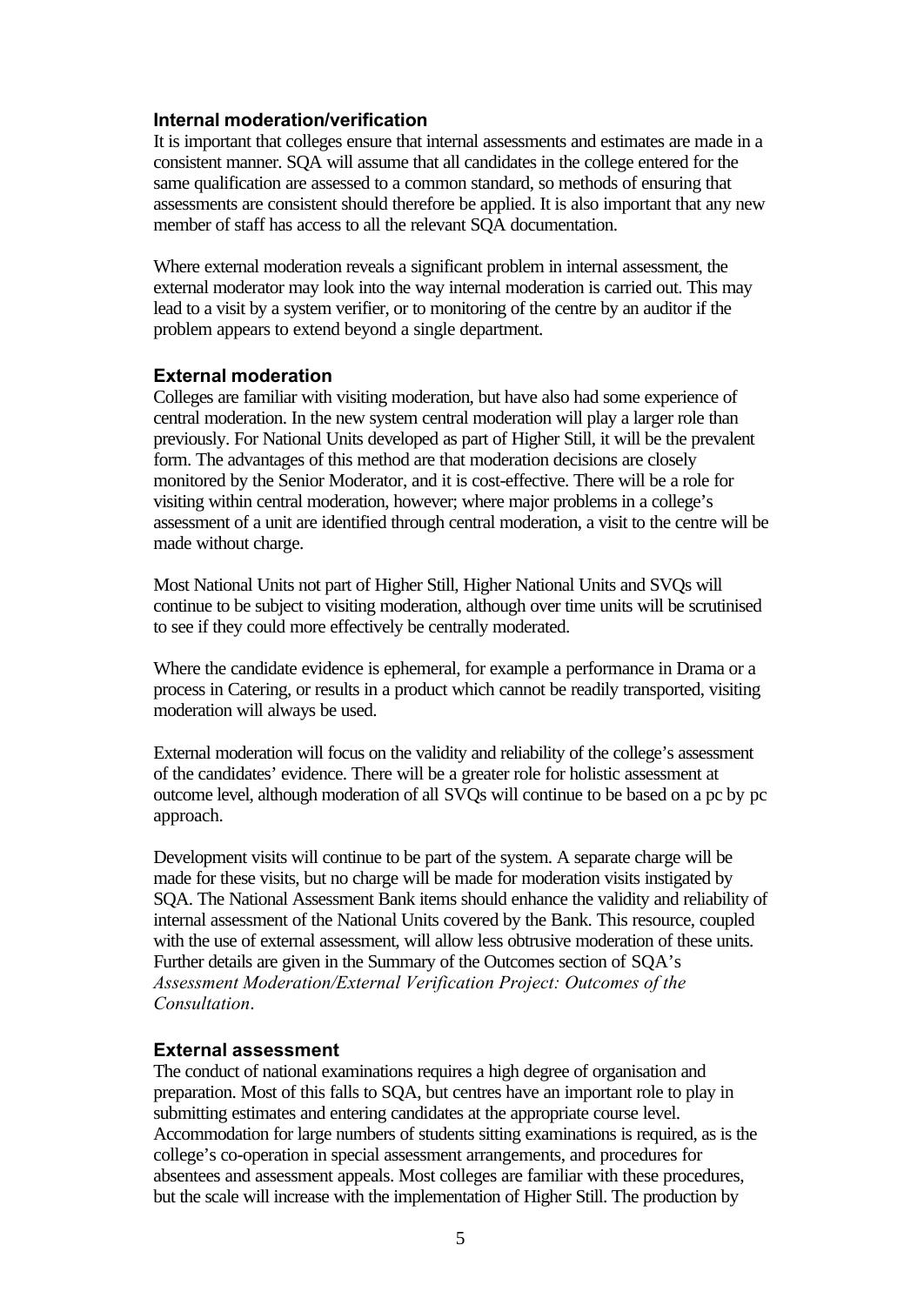### Internal moderation/verification

It is important that colleges ensure that internal assessments and estimates are made in a consistent manner. SQA will assume that all candidates in the college entered for the same qualification are assessed to a common standard, so methods of ensuring that assessments are consistent should therefore be applied. It is also important that any new member of staff has access to all the relevant SQA documentation.

Where external moderation reveals a significant problem in internal assessment, the external moderator may look into the way internal moderation is carried out. This may lead to a visit by a system verifier, or to monitoring of the centre by an auditor if the problem appears to extend beyond a single department.

### External moderation

Colleges are familiar with visiting moderation, but have also had some experience of central moderation. In the new system central moderation will play a larger role than previously. For National Units developed as part of Higher Still, it will be the prevalent form. The advantages of this method are that moderation decisions are closely monitored by the Senior Moderator, and it is cost-effective. There will be a role for visiting within central moderation, however; where major problems in a college's assessment of a unit are identified through central moderation, a visit to the centre will be made without charge.

Most National Units not part of Higher Still, Higher National Units and SVQs will continue to be subject to visiting moderation, although over time units will be scrutinised to see if they could more effectively be centrally moderated.

Where the candidate evidence is ephemeral, for example a performance in Drama or a process in Catering, or results in a product which cannot be readily transported, visiting moderation will always be used.

External moderation will focus on the validity and reliability of the college's assessment of the candidates' evidence. There will be a greater role for holistic assessment at outcome level, although moderation of all SVQs will continue to be based on a pc by pc approach.

Development visits will continue to be part of the system. A separate charge will be made for these visits, but no charge will be made for moderation visits instigated by SQA. The National Assessment Bank items should enhance the validity and reliability of internal assessment of the National Units covered by the Bank. This resource, coupled with the use of external assessment, will allow less obtrusive moderation of these units. Further details are given in the Summary of the Outcomes section of SQA's *Assessment Moderation/External Verification Project: Outcomes of the Consultation*.

### External assessment

The conduct of national examinations requires a high degree of organisation and preparation. Most of this falls to SQA, but centres have an important role to play in submitting estimates and entering candidates at the appropriate course level. Accommodation for large numbers of students sitting examinations is required, as is the college's co-operation in special assessment arrangements, and procedures for absentees and assessment appeals. Most colleges are familiar with these procedures, but the scale will increase with the implementation of Higher Still. The production by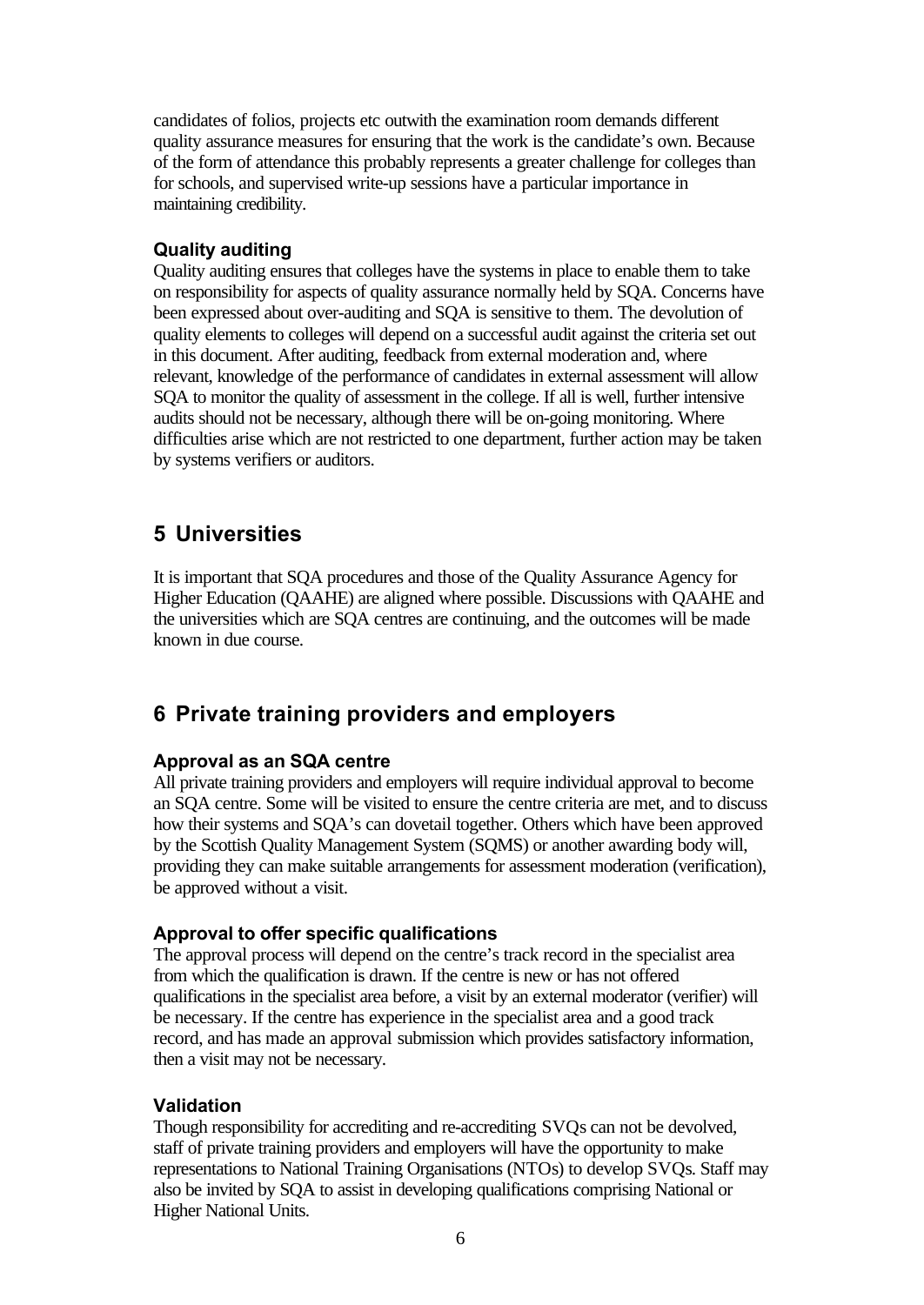candidates of folios, projects etc outwith the examination room demands different quality assurance measures for ensuring that the work is the candidate's own. Because of the form of attendance this probably represents a greater challenge for colleges than for schools, and supervised write-up sessions have a particular importance in maintaining credibility.

### Quality auditing

Quality auditing ensures that colleges have the systems in place to enable them to take on responsibility for aspects of quality assurance normally held by SQA. Concerns have been expressed about over-auditing and SQA is sensitive to them. The devolution of quality elements to colleges will depend on a successful audit against the criteria set out in this document. After auditing, feedback from external moderation and, where relevant, knowledge of the performance of candidates in external assessment will allow SQA to monitor the quality of assessment in the college. If all is well, further intensive audits should not be necessary, although there will be on-going monitoring. Where difficulties arise which are not restricted to one department, further action may be taken by systems verifiers or auditors.

## 5 Universities

It is important that SQA procedures and those of the Quality Assurance Agency for Higher Education (QAAHE) are aligned where possible. Discussions with QAAHE and the universities which are SQA centres are continuing, and the outcomes will be made known in due course.

## 6 Private training providers and employers

### Approval as an SQA centre

All private training providers and employers will require individual approval to become an SQA centre. Some will be visited to ensure the centre criteria are met, and to discuss how their systems and SQA's can dovetail together. Others which have been approved by the Scottish Quality Management System (SQMS) or another awarding body will, providing they can make suitable arrangements for assessment moderation (verification), be approved without a visit.

### Approval to offer specific qualifications

The approval process will depend on the centre's track record in the specialist area from which the qualification is drawn. If the centre is new or has not offered qualifications in the specialist area before, a visit by an external moderator (verifier) will be necessary. If the centre has experience in the specialist area and a good track record, and has made an approval submission which provides satisfactory information, then a visit may not be necessary.

### Validation

Though responsibility for accrediting and re-accrediting SVQs can not be devolved, staff of private training providers and employers will have the opportunity to make representations to National Training Organisations (NTOs) to develop SVQs. Staff may also be invited by SQA to assist in developing qualifications comprising National or Higher National Units.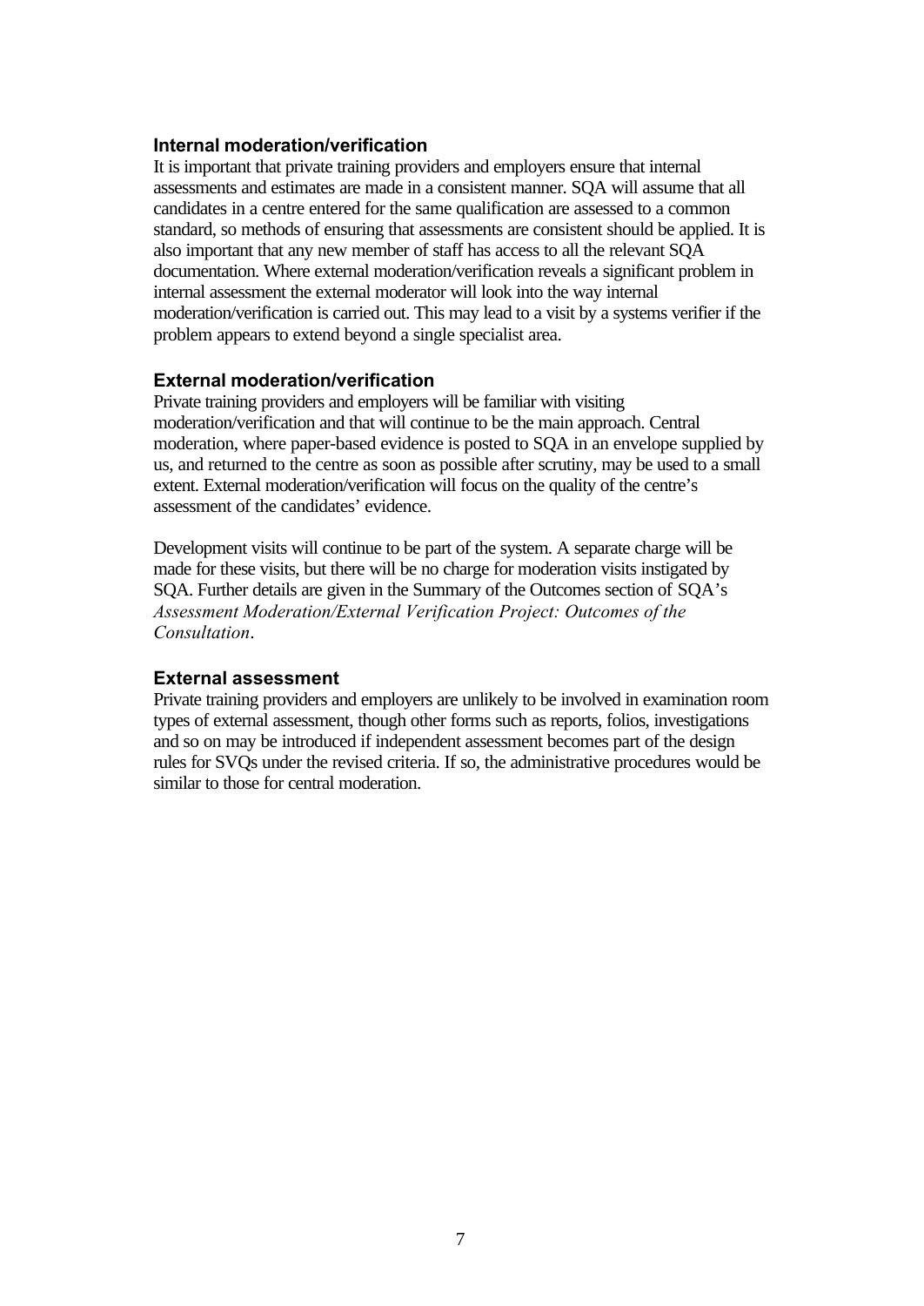### Internal moderation/verification

It is important that private training providers and employers ensure that internal assessments and estimates are made in a consistent manner. SQA will assume that all candidates in a centre entered for the same qualification are assessed to a common standard, so methods of ensuring that assessments are consistent should be applied. It is also important that any new member of staff has access to all the relevant SQA documentation. Where external moderation/verification reveals a significant problem in internal assessment the external moderator will look into the way internal moderation/verification is carried out. This may lead to a visit by a systems verifier if the problem appears to extend beyond a single specialist area.

### External moderation/verification

Private training providers and employers will be familiar with visiting moderation/verification and that will continue to be the main approach. Central moderation, where paper-based evidence is posted to SQA in an envelope supplied by us, and returned to the centre as soon as possible after scrutiny, may be used to a small extent. External moderation/verification will focus on the quality of the centre's assessment of the candidates' evidence.

Development visits will continue to be part of the system. A separate charge will be made for these visits, but there will be no charge for moderation visits instigated by SQA. Further details are given in the Summary of the Outcomes section of SQA's *Assessment Moderation/External Verification Project: Outcomes of the Consultation*.

### External assessment

Private training providers and employers are unlikely to be involved in examination room types of external assessment, though other forms such as reports, folios, investigations and so on may be introduced if independent assessment becomes part of the design rules for SVQs under the revised criteria. If so, the administrative procedures would be similar to those for central moderation.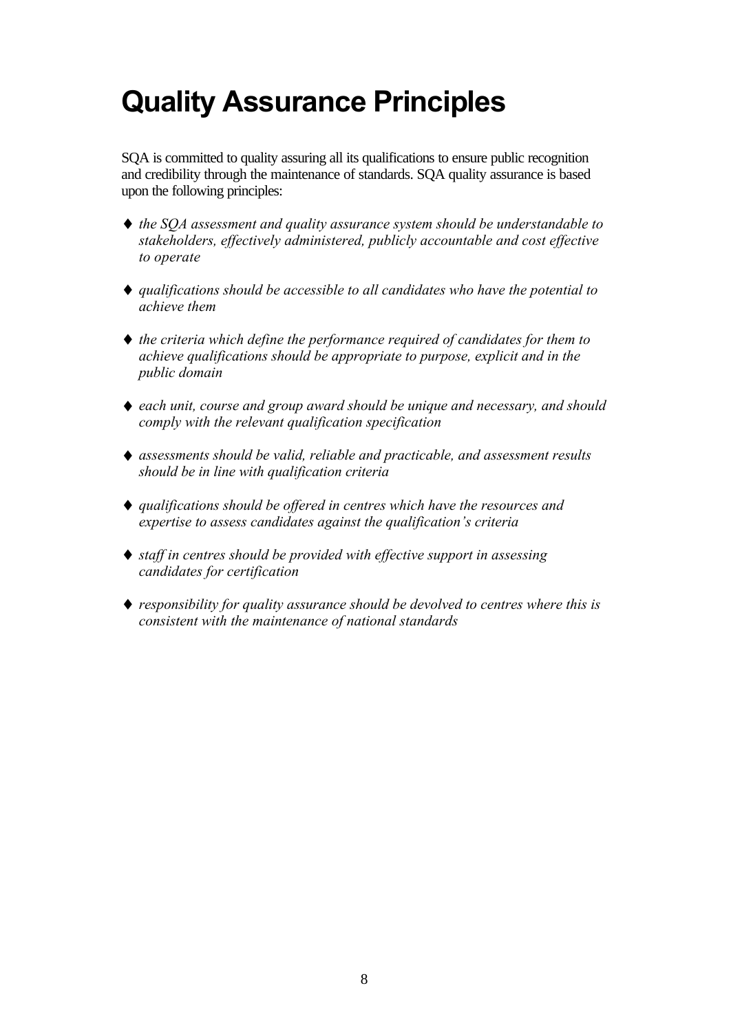# Quality Assurance Principles

SQA is committed to quality assuring all its qualifications to ensure public recognition and credibility through the maintenance of standards. SQA quality assurance is based upon the following principles:

- *the SQA assessment and quality assurance system should be understandable to stakeholders, effectively administered, publicly accountable and cost effective to operate*
- *qualifications should be accessible to all candidates who have the potential to achieve them*
- *the criteria which define the performance required of candidates for them to achieve qualifications should be appropriate to purpose, explicit and in the public domain*
- *each unit, course and group award should be unique and necessary, and should comply with the relevant qualification specification*
- *assessments should be valid, reliable and practicable, and assessment results should be in line with qualification criteria*
- *qualifications should be offered in centres which have the resources and expertise to assess candidates against the qualification's criteria*
- *staff in centres should be provided with effective support in assessing candidates for certification*
- *responsibility for quality assurance should be devolved to centres where this is consistent with the maintenance of national standards*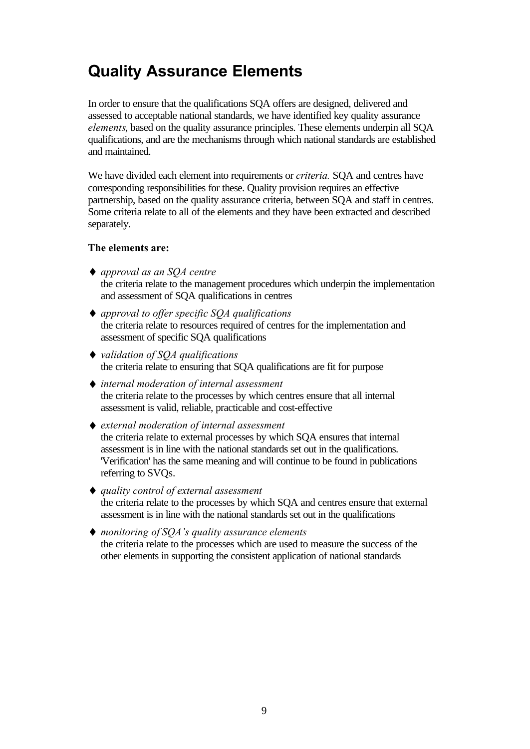# Quality Assurance Elements

In order to ensure that the qualifications SQA offers are designed, delivered and assessed to acceptable national standards, we have identified key quality assurance *elements*, based on the quality assurance principles. These elements underpin all SQA qualifications, and are the mechanisms through which national standards are established and maintained.

We have divided each element into requirements or *criteria.* SQA and centres have corresponding responsibilities for these. Quality provision requires an effective partnership, based on the quality assurance criteria, between SQA and staff in centres. Some criteria relate to all of the elements and they have been extracted and described separately.

**The elements are:**

- *approval as an SQA centre*
  the criteria relate to the management procedures which underpin the implementation and assessment of SQA qualifications in centres
- *approval to offer specific SQA qualifications*
  the criteria relate to resources required of centres for the implementation and assessment of specific SQA qualifications
- *validation of SQA qualifications*
  the criteria relate to ensuring that SQA qualifications are fit for purpose
- *internal moderation of internal assessment*
  the criteria relate to the processes by which centres ensure that all internal assessment is valid, reliable, practicable and cost-effective
- *external moderation of internal assessment*
  the criteria relate to external processes by which SQA ensures that internal assessment is in line with the national standards set out in the qualifications. 'Verification' has the same meaning and will continue to be found in publications referring to SVQs.
- *quality control of external assessment*
  the criteria relate to the processes by which SQA and centres ensure that external assessment is in line with the national standards set out in the qualifications
- *monitoring of SQA's quality assurance elements*
  the criteria relate to the processes which are used to measure the success of the other elements in supporting the consistent application of national standards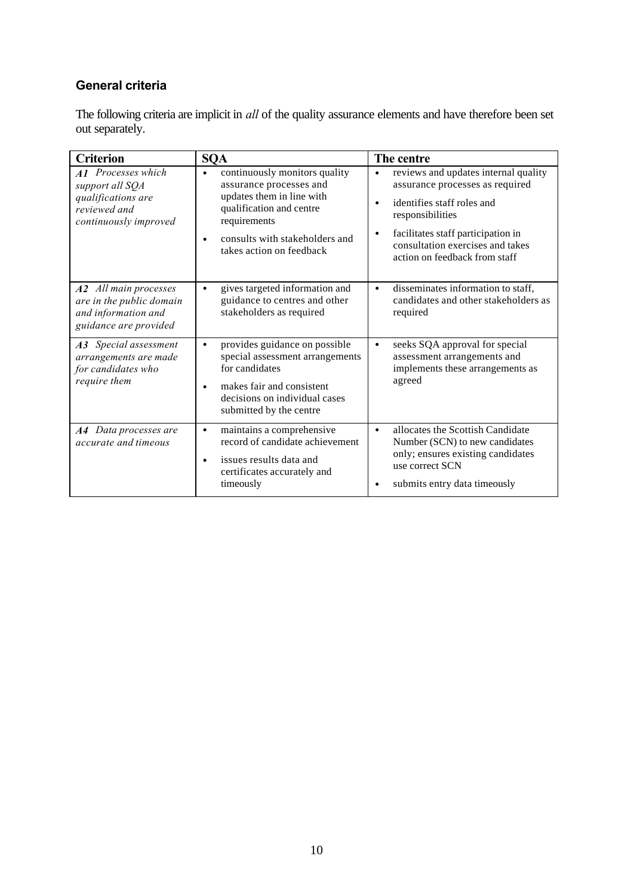### General criteria

The following criteria are implicit in *all* of the quality assurance elements and have therefore been set out separately.

| Criterion | SQA | The centre |
|---|---|---|
| ***A1*** *Processes which support all SQA qualifications are reviewed and continuously improved* | • continuously monitors quality assurance processes and updates them in line with qualification and centre requirements<br>• consults with stakeholders and takes action on feedback | • reviews and updates internal quality assurance processes as required<br>• identifies staff roles and responsibilities<br>• facilitates staff participation in consultation exercises and takes action on feedback from staff |
| ***A2*** *All main processes are in the public domain and information and guidance are provided* | • gives targeted information and guidance to centres and other stakeholders as required | • disseminates information to staff, candidates and other stakeholders as required |
| ***A3*** *Special assessment arrangements are made for candidates who require them* | • provides guidance on possible special assessment arrangements for candidates<br>• makes fair and consistent decisions on individual cases submitted by the centre | • seeks SQA approval for special assessment arrangements and implements these arrangements as agreed |
| ***A4*** *Data processes are accurate and timeous* | • maintains a comprehensive record of candidate achievement<br>• issues results data and certificates accurately and timeously | • allocates the Scottish Candidate Number (SCN) to new candidates only; ensures existing candidates use correct SCN<br>• submits entry data timeously |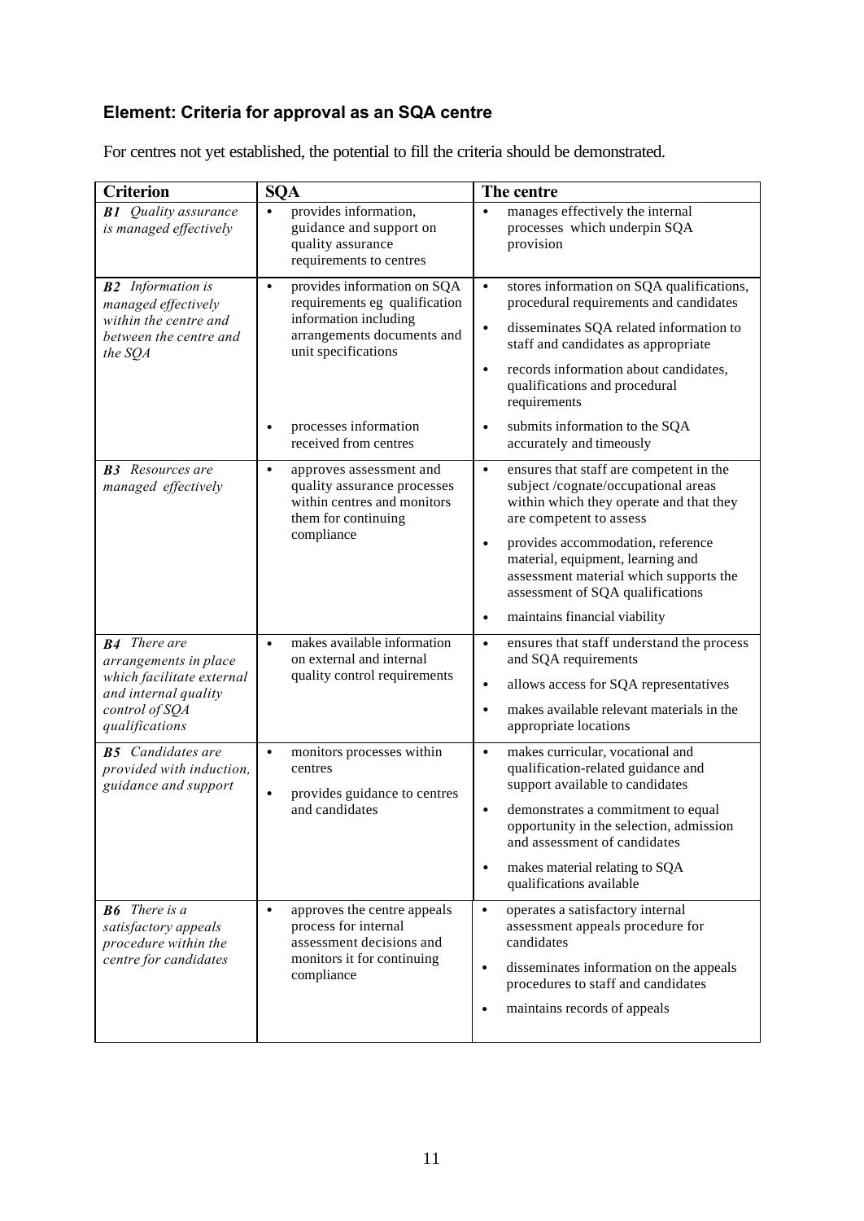## Element: Criteria for approval as an SQA centre

For centres not yet established, the potential to fill the criteria should be demonstrated.

| Criterion | SQA | The centre |
|---|---|---|
| ***B1*** *Quality assurance is managed effectively* | • provides information, guidance and support on quality assurance requirements to centres | • manages effectively the internal processes which underpin SQA provision |
| ***B2*** *Information is managed effectively within the centre and between the centre and the SQA* | • provides information on SQA requirements eg qualification information including arrangements documents and unit specifications<br><br>• processes information received from centres | • stores information on SQA qualifications, procedural requirements and candidates<br>• disseminates SQA related information to staff and candidates as appropriate<br>• records information about candidates, qualifications and procedural requirements<br>• submits information to the SQA accurately and timeously |
| ***B3*** *Resources are managed effectively* | • approves assessment and quality assurance processes within centres and monitors them for continuing compliance | • ensures that staff are competent in the subject /cognate/occupational areas within which they operate and that they are competent to assess<br>• provides accommodation, reference material, equipment, learning and assessment material which supports the assessment of SQA qualifications<br>• maintains financial viability |
| ***B4*** *There are arrangements in place which facilitate external and internal quality control of SQA qualifications* | • makes available information on external and internal quality control requirements | • ensures that staff understand the process and SQA requirements<br>• allows access for SQA representatives<br>• makes available relevant materials in the appropriate locations |
| ***B5*** *Candidates are provided with induction, guidance and support* | • monitors processes within centres<br>• provides guidance to centres and candidates | • makes curricular, vocational and qualification-related guidance and support available to candidates<br>• demonstrates a commitment to equal opportunity in the selection, admission and assessment of candidates<br>• makes material relating to SQA qualifications available |
| ***B6*** *There is a satisfactory appeals procedure within the centre for candidates* | • approves the centre appeals process for internal assessment decisions and monitors it for continuing compliance | • operates a satisfactory internal assessment appeals procedure for candidates<br>• disseminates information on the appeals procedures to staff and candidates<br>• maintains records of appeals |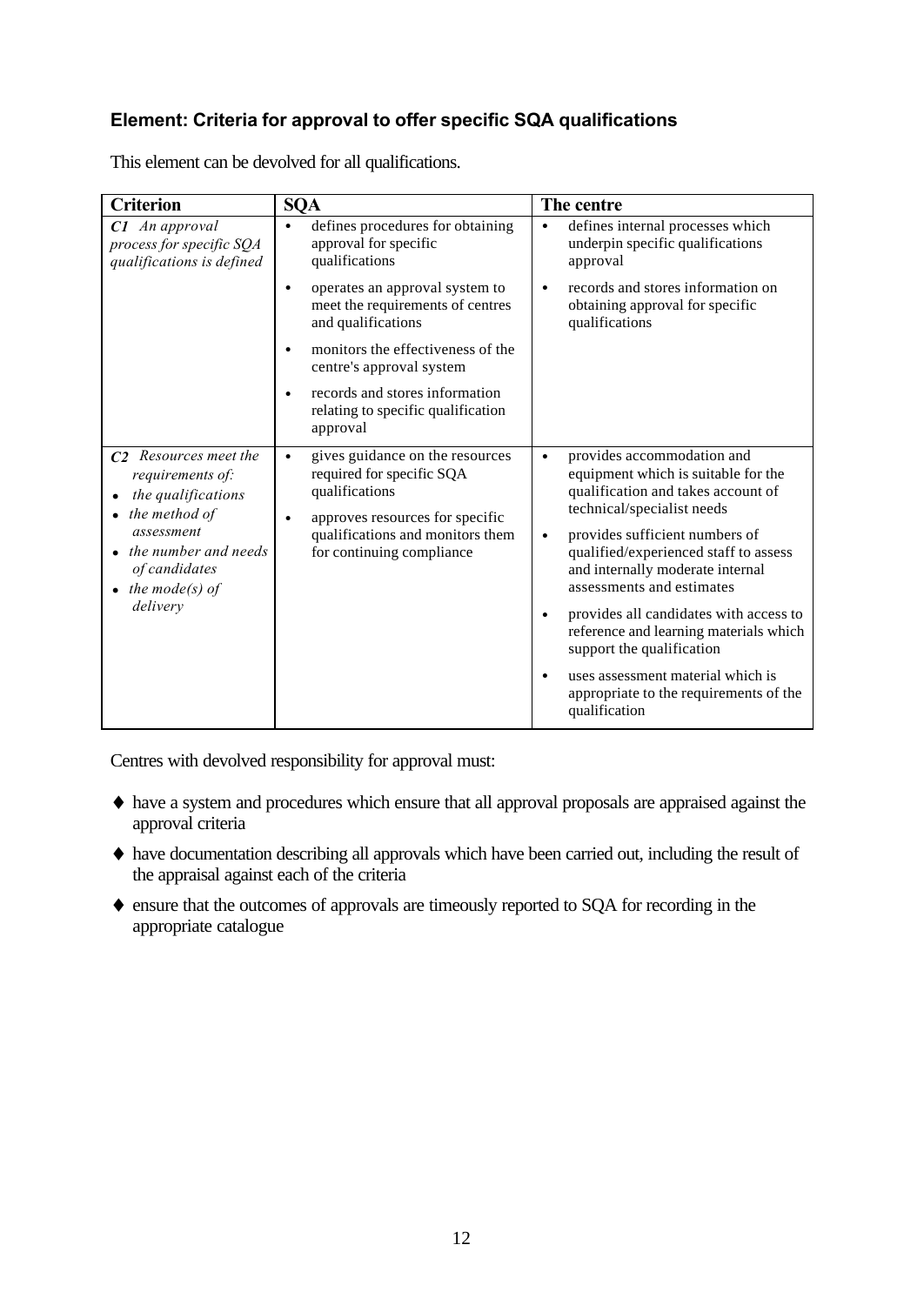### Element: Criteria for approval to offer specific SQA qualifications

This element can be devolved for all qualifications.

| Criterion | SQA | The centre |
|---|---|---|
| ***C1*** *An approval process for specific SQA qualifications is defined* | • defines procedures for obtaining approval for specific qualifications<br>• operates an approval system to meet the requirements of centres and qualifications<br>• monitors the effectiveness of the centre's approval system<br>• records and stores information relating to specific qualification approval | • defines internal processes which underpin specific qualifications approval<br>• records and stores information on obtaining approval for specific qualifications |
| ***C2*** *Resources meet the requirements of:*<br>• *the qualifications*<br>• *the method of assessment*<br>• *the number and needs of candidates*<br>• *the mode(s) of delivery* | • gives guidance on the resources required for specific SQA qualifications<br>• approves resources for specific qualifications and monitors them for continuing compliance | • provides accommodation and equipment which is suitable for the qualification and takes account of technical/specialist needs<br>• provides sufficient numbers of qualified/experienced staff to assess and internally moderate internal assessments and estimates<br>• provides all candidates with access to reference and learning materials which support the qualification<br>• uses assessment material which is appropriate to the requirements of the qualification |

Centres with devolved responsibility for approval must:

- have a system and procedures which ensure that all approval proposals are appraised against the approval criteria
- have documentation describing all approvals which have been carried out, including the result of the appraisal against each of the criteria
- ensure that the outcomes of approvals are timeously reported to SQA for recording in the appropriate catalogue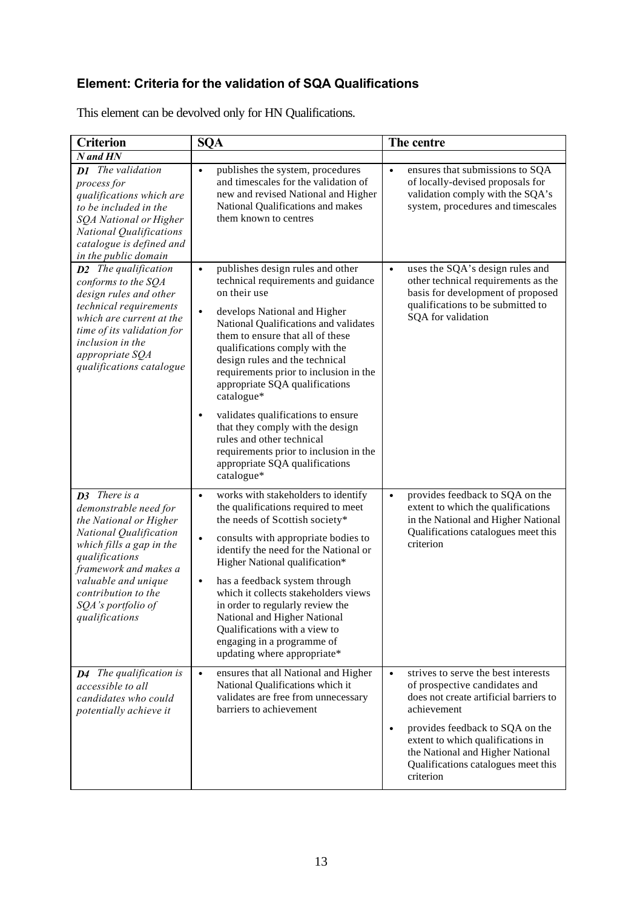## Element: Criteria for the validation of SQA Qualifications

This element can be devolved only for HN Qualifications.

| Criterion | SQA | The centre |
|---|---|---|
| ***N and HN*** | | |
| ***D1*** *The validation process for qualifications which are to be included in the SQA National or Higher National Qualifications catalogue is defined and in the public domain* | • publishes the system, procedures and timescales for the validation of new and revised National and Higher National Qualifications and makes them known to centres | • ensures that submissions to SQA of locally-devised proposals for validation comply with the SQA's system, procedures and timescales |
| ***D2*** *The qualification conforms to the SQA design rules and other technical requirements which are current at the time of its validation for inclusion in the appropriate SQA qualifications catalogue* | • publishes design rules and other technical requirements and guidance on their use<br>• develops National and Higher National Qualifications and validates them to ensure that all of these qualifications comply with the design rules and the technical requirements prior to inclusion in the appropriate SQA qualifications catalogue*<br>• validates qualifications to ensure that they comply with the design rules and other technical requirements prior to inclusion in the appropriate SQA qualifications catalogue* | • uses the SQA's design rules and other technical requirements as the basis for development of proposed qualifications to be submitted to SQA for validation |
| ***D3*** *There is a demonstrable need for the National or Higher National Qualification which fills a gap in the qualifications framework and makes a valuable and unique contribution to the SQA's portfolio of qualifications* | • works with stakeholders to identify the qualifications required to meet the needs of Scottish society*<br>• consults with appropriate bodies to identify the need for the National or Higher National qualification*<br>• has a feedback system through which it collects stakeholders views in order to regularly review the National and Higher National Qualifications with a view to engaging in a programme of updating where appropriate* | • provides feedback to SQA on the extent to which the qualifications in the National and Higher National Qualifications catalogues meet this criterion |
| ***D4*** *The qualification is accessible to all candidates who could potentially achieve it* | • ensures that all National and Higher National Qualifications which it validates are free from unnecessary barriers to achievement | • strives to serve the best interests of prospective candidates and does not create artificial barriers to achievement<br>• provides feedback to SQA on the extent to which qualifications in the National and Higher National Qualifications catalogues meet this criterion |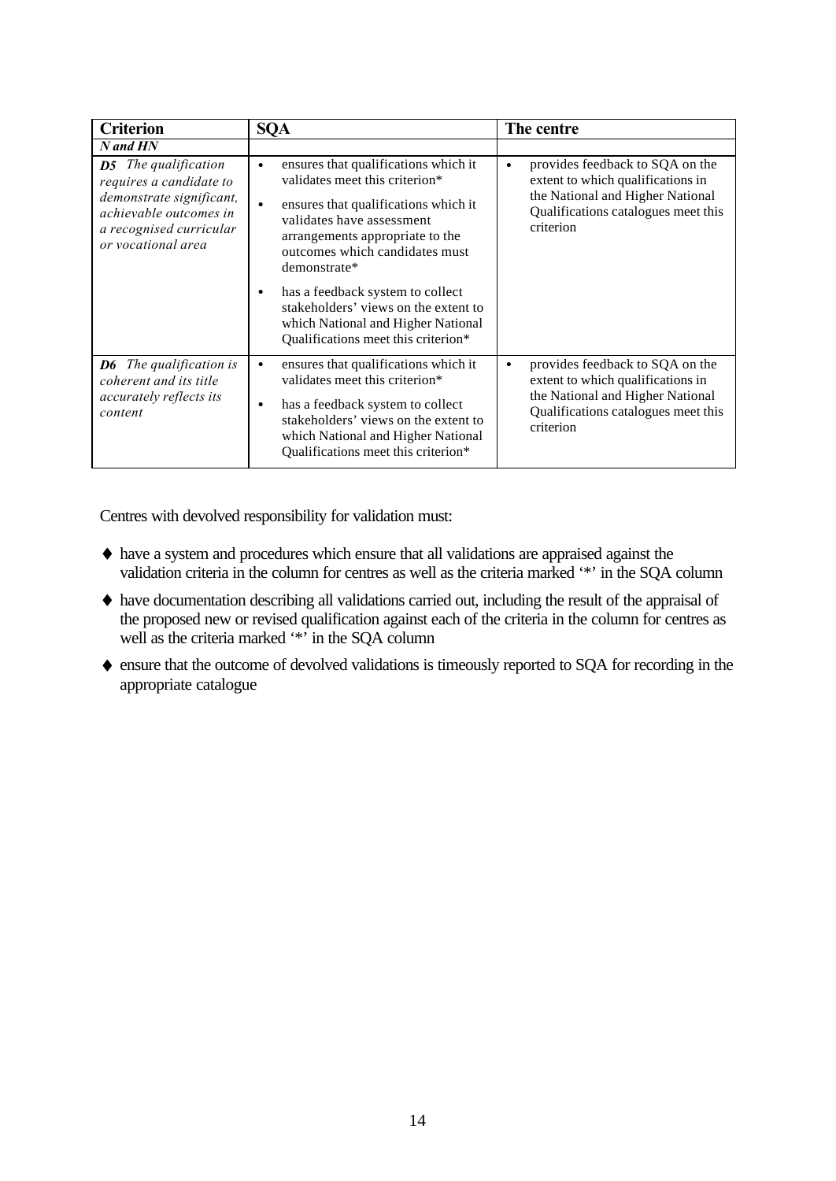| Criterion | SQA | The centre |
|---|---|---|
| ***N and HN*** | | |
| ***D5*** *The qualification requires a candidate to demonstrate significant, achievable outcomes in a recognised curricular or vocational area* | • ensures that qualifications which it validates meet this criterion*<br>• ensures that qualifications which it validates have assessment arrangements appropriate to the outcomes which candidates must demonstrate*<br>• has a feedback system to collect stakeholders' views on the extent to which National and Higher National Qualifications meet this criterion* | • provides feedback to SQA on the extent to which qualifications in the National and Higher National Qualifications catalogues meet this criterion |
| ***D6*** *The qualification is coherent and its title accurately reflects its content* | • ensures that qualifications which it validates meet this criterion*<br>• has a feedback system to collect stakeholders' views on the extent to which National and Higher National Qualifications meet this criterion* | • provides feedback to SQA on the extent to which qualifications in the National and Higher National Qualifications catalogues meet this criterion |

Centres with devolved responsibility for validation must:

- have a system and procedures which ensure that all validations are appraised against the validation criteria in the column for centres as well as the criteria marked '*' in the SQA column
- have documentation describing all validations carried out, including the result of the appraisal of the proposed new or revised qualification against each of the criteria in the column for centres as well as the criteria marked '*' in the SQA column
- ensure that the outcome of devolved validations is timeously reported to SQA for recording in the appropriate catalogue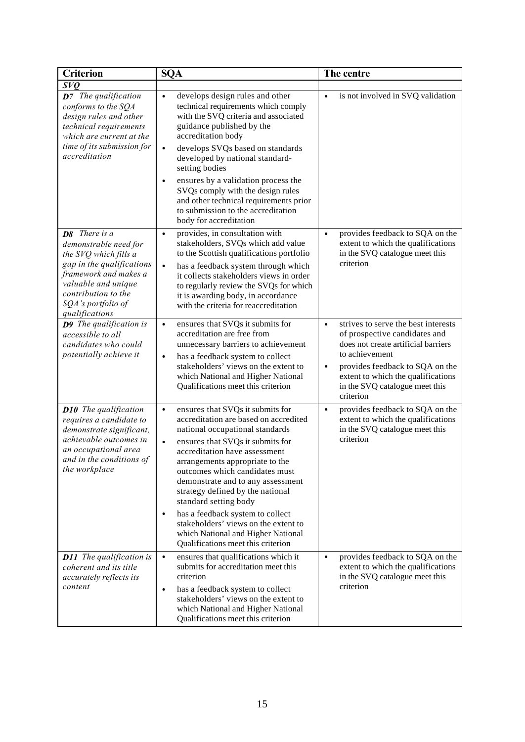| Criterion | SQA | The centre |
|---|---|---|
| ***SVQ*** | | |
| ***D7*** *The qualification conforms to the SQA design rules and other technical requirements which are current at the time of its submission for accreditation* | • develops design rules and other technical requirements which comply with the SVQ criteria and associated guidance published by the accreditation body<br>• develops SVQs based on standards developed by national standard-setting bodies<br>• ensures by a validation process the SVQs comply with the design rules and other technical requirements prior to submission to the accreditation body for accreditation | • is not involved in SVQ validation |
| ***D8*** *There is a demonstrable need for the SVQ which fills a gap in the qualifications framework and makes a valuable and unique contribution to the SQA's portfolio of qualifications* | • provides, in consultation with stakeholders, SVQs which add value to the Scottish qualifications portfolio<br>• has a feedback system through which it collects stakeholders views in order to regularly review the SVQs for which it is awarding body, in accordance with the criteria for reaccreditation | • provides feedback to SQA on the extent to which the qualifications in the SVQ catalogue meet this criterion |
| ***D9*** *The qualification is accessible to all candidates who could potentially achieve it* | • ensures that SVQs it submits for accreditation are free from unnecessary barriers to achievement<br>• has a feedback system to collect stakeholders' views on the extent to which National and Higher National Qualifications meet this criterion | • strives to serve the best interests of prospective candidates and does not create artificial barriers to achievement<br>• provides feedback to SQA on the extent to which the qualifications in the SVQ catalogue meet this criterion |
| ***D10*** *The qualification requires a candidate to demonstrate significant, achievable outcomes in an occupational area and in the conditions of the workplace* | • ensures that SVQs it submits for accreditation are based on accredited national occupational standards<br>• ensures that SVQs it submits for accreditation have assessment arrangements appropriate to the outcomes which candidates must demonstrate and to any assessment strategy defined by the national standard setting body<br>• has a feedback system to collect stakeholders' views on the extent to which National and Higher National Qualifications meet this criterion | • provides feedback to SQA on the extent to which the qualifications in the SVQ catalogue meet this criterion |
| ***D11*** *The qualification is coherent and its title accurately reflects its content* | • ensures that qualifications which it submits for accreditation meet this criterion<br>• has a feedback system to collect stakeholders' views on the extent to which National and Higher National Qualifications meet this criterion | • provides feedback to SQA on the extent to which the qualifications in the SVQ catalogue meet this criterion |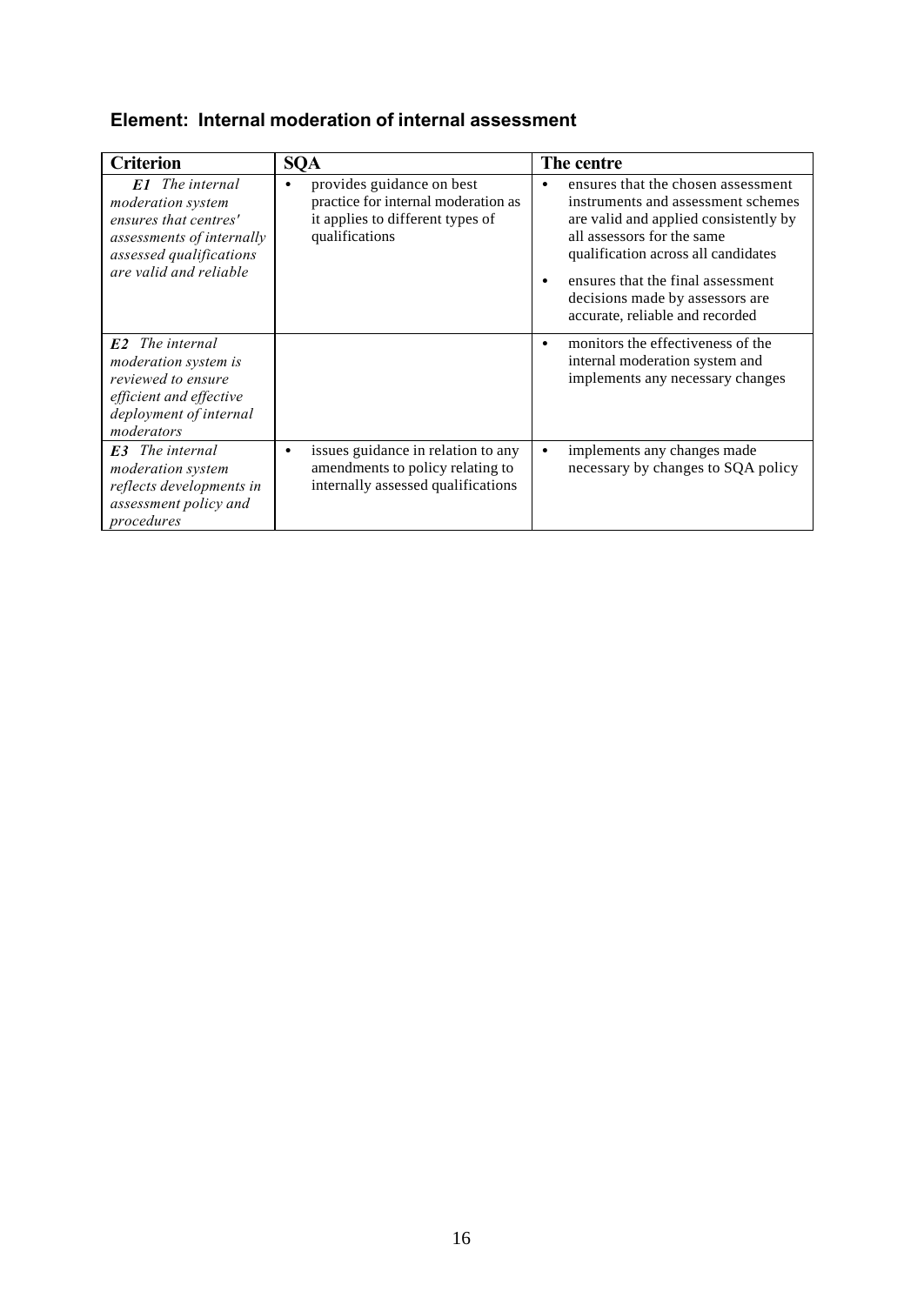## Element: Internal moderation of internal assessment

| Criterion | SQA | The centre |
|---|---|---|
| ***E1*** *The internal moderation system ensures that centres' assessments of internally assessed qualifications are valid and reliable* | • provides guidance on best practice for internal moderation as it applies to different types of qualifications | • ensures that the chosen assessment instruments and assessment schemes are valid and applied consistently by all assessors for the same qualification across all candidates<br>• ensures that the final assessment decisions made by assessors are accurate, reliable and recorded |
| ***E2*** *The internal moderation system is reviewed to ensure efficient and effective deployment of internal moderators* | | • monitors the effectiveness of the internal moderation system and implements any necessary changes |
| ***E3*** *The internal moderation system reflects developments in assessment policy and procedures* | • issues guidance in relation to any amendments to policy relating to internally assessed qualifications | • implements any changes made necessary by changes to SQA policy |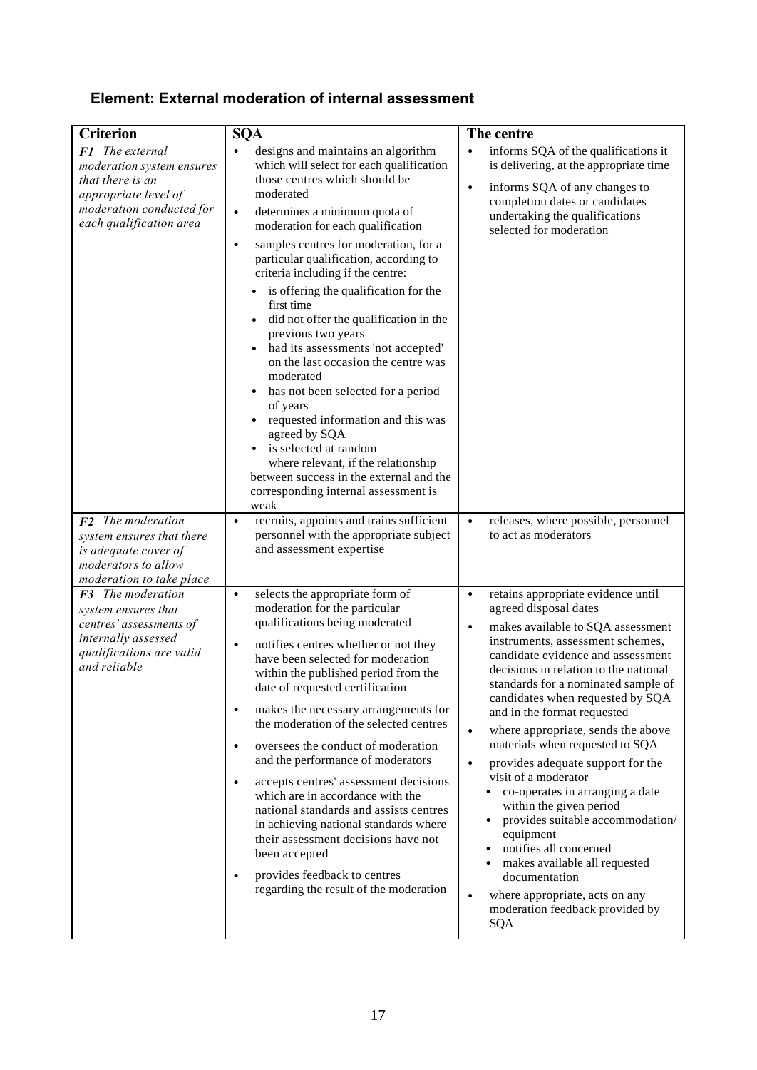## Element: External moderation of internal assessment

| Criterion | SQA | The centre |
|---|---|---|
| ***F1*** *The external moderation system ensures that there is an appropriate level of moderation conducted for each qualification area* | • designs and maintains an algorithm which will select for each qualification those centres which should be moderated<br>• determines a minimum quota of moderation for each qualification<br>• samples centres for moderation, for a particular qualification, according to criteria including if the centre:<br>&nbsp;&nbsp;• is offering the qualification for the first time<br>&nbsp;&nbsp;• did not offer the qualification in the previous two years<br>&nbsp;&nbsp;• had its assessments 'not accepted' on the last occasion the centre was moderated<br>&nbsp;&nbsp;• has not been selected for a period of years<br>&nbsp;&nbsp;• requested information and this was agreed by SQA<br>&nbsp;&nbsp;• is selected at random<br>&nbsp;&nbsp;where relevant, if the relationship between success in the external and the corresponding internal assessment is weak | • informs SQA of the qualifications it is delivering, at the appropriate time<br>• informs SQA of any changes to completion dates or candidates undertaking the qualifications selected for moderation |
| ***F2*** *The moderation system ensures that there is adequate cover of moderators to allow moderation to take place* | • recruits, appoints and trains sufficient personnel with the appropriate subject and assessment expertise | • releases, where possible, personnel to act as moderators |
| ***F3*** *The moderation system ensures that centres' assessments of internally assessed qualifications are valid and reliable* | • selects the appropriate form of moderation for the particular qualifications being moderated<br>• notifies centres whether or not they have been selected for moderation within the published period from the date of requested certification<br>• makes the necessary arrangements for the moderation of the selected centres<br>• oversees the conduct of moderation and the performance of moderators<br>• accepts centres' assessment decisions which are in accordance with the national standards and assists centres in achieving national standards where their assessment decisions have not been accepted<br>• provides feedback to centres regarding the result of the moderation | • retains appropriate evidence until agreed disposal dates<br>• makes available to SQA assessment instruments, assessment schemes, candidate evidence and assessment decisions in relation to the national standards for a nominated sample of candidates when requested by SQA and in the format requested<br>• where appropriate, sends the above materials when requested to SQA<br>• provides adequate support for the visit of a moderator<br>&nbsp;&nbsp;• co-operates in arranging a date within the given period<br>&nbsp;&nbsp;• provides suitable accommodation/ equipment<br>&nbsp;&nbsp;• notifies all concerned<br>&nbsp;&nbsp;• makes available all requested documentation<br>• where appropriate, acts on any moderation feedback provided by SQA |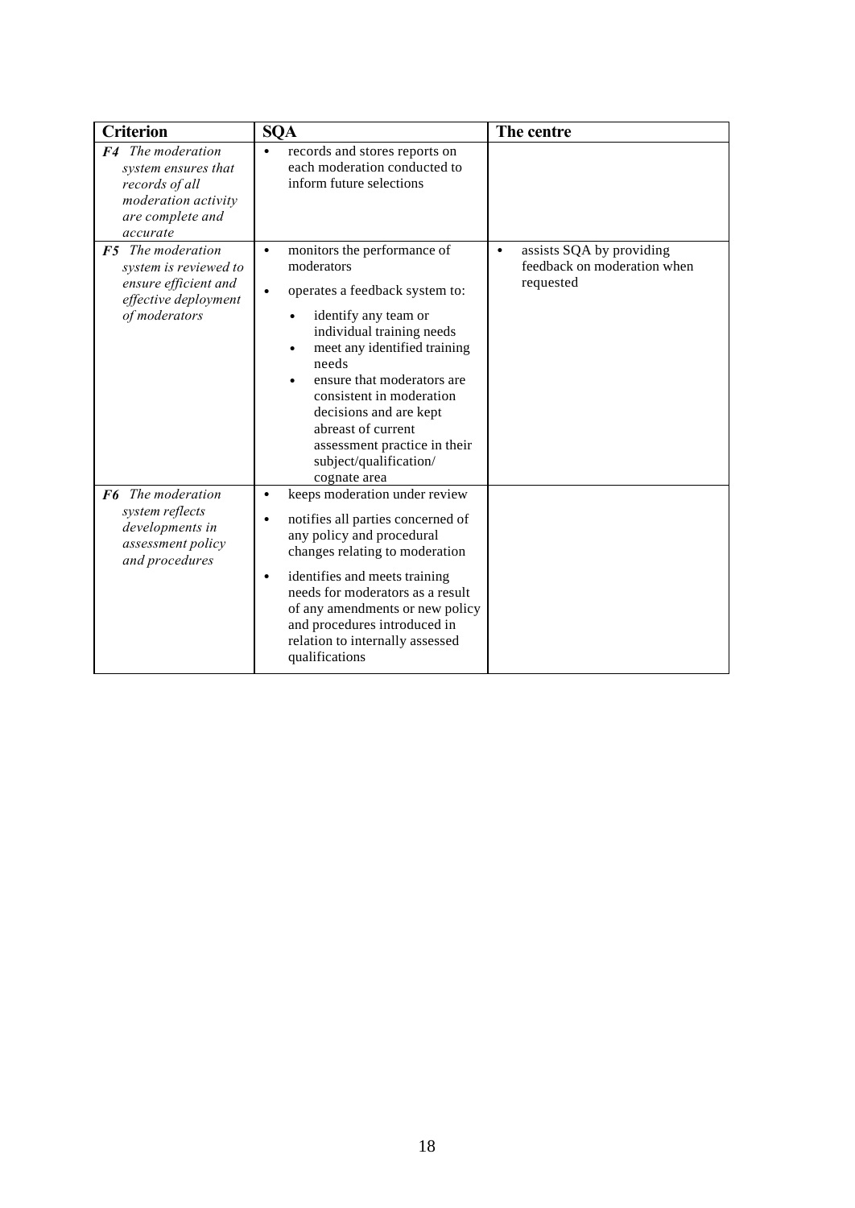| Criterion | SQA | The centre |
|---|---|---|
| ***F4*** *The moderation system ensures that records of all moderation activity are complete and accurate* | • records and stores reports on each moderation conducted to inform future selections | |
| ***F5*** *The moderation system is reviewed to ensure efficient and effective deployment of moderators* | • monitors the performance of moderators<br>• operates a feedback system to:<br>&nbsp;&nbsp;• identify any team or individual training needs<br>&nbsp;&nbsp;• meet any identified training needs<br>&nbsp;&nbsp;• ensure that moderators are consistent in moderation decisions and are kept abreast of current assessment practice in their subject/qualification/ cognate area | • assists SQA by providing feedback on moderation when requested |
| ***F6*** *The moderation system reflects developments in assessment policy and procedures* | • keeps moderation under review<br>• notifies all parties concerned of any policy and procedural changes relating to moderation<br>• identifies and meets training needs for moderators as a result of any amendments or new policy and procedures introduced in relation to internally assessed qualifications | |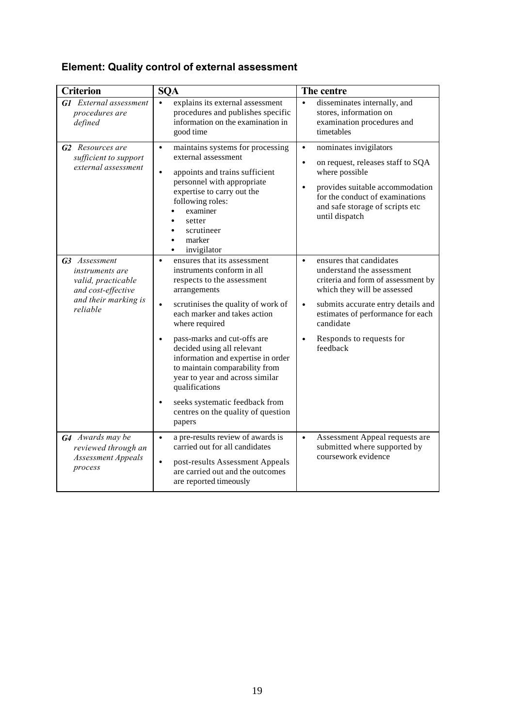## Element: Quality control of external assessment

| Criterion | SQA | The centre |
|---|---|---|
| ***G1*** *External assessment procedures are defined* | • explains its external assessment procedures and publishes specific information on the examination in good time | • disseminates internally, and stores, information on examination procedures and timetables |
| ***G2*** *Resources are sufficient to support external assessment* | • maintains systems for processing external assessment<br>• appoints and trains sufficient personnel with appropriate expertise to carry out the following roles:<br>&nbsp;&nbsp;• examiner<br>&nbsp;&nbsp;• setter<br>&nbsp;&nbsp;• scrutineer<br>&nbsp;&nbsp;• marker<br>&nbsp;&nbsp;• invigilator | • nominates invigilators<br>• on request, releases staff to SQA where possible<br>• provides suitable accommodation for the conduct of examinations and safe storage of scripts etc until dispatch |
| ***G3*** *Assessment instruments are valid, practicable and cost-effective and their marking is reliable* | • ensures that its assessment instruments conform in all respects to the assessment arrangements<br>• scrutinises the quality of work of each marker and takes action where required<br>• pass-marks and cut-offs are decided using all relevant information and expertise in order to maintain comparability from year to year and across similar qualifications<br>• seeks systematic feedback from centres on the quality of question papers | • ensures that candidates understand the assessment criteria and form of assessment by which they will be assessed<br>• submits accurate entry details and estimates of performance for each candidate<br>• Responds to requests for feedback |
| ***G4*** *Awards may be reviewed through an Assessment Appeals process* | • a pre-results review of awards is carried out for all candidates<br>• post-results Assessment Appeals are carried out and the outcomes are reported timeously | • Assessment Appeal requests are submitted where supported by coursework evidence |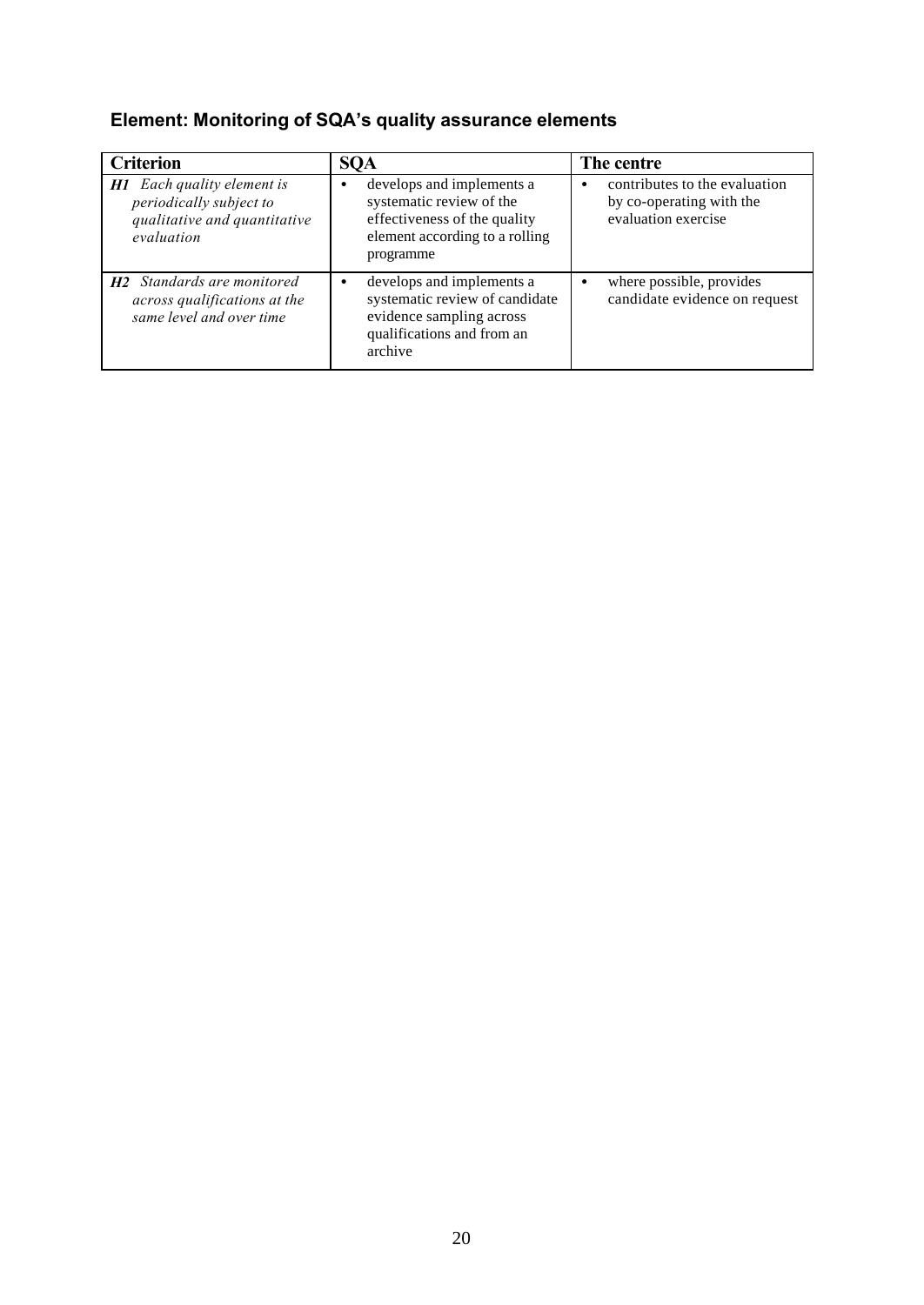## Element: Monitoring of SQA's quality assurance elements

| Criterion | SQA | The centre |
|---|---|---|
| ***H1*** *Each quality element is periodically subject to qualitative and quantitative evaluation* | • develops and implements a systematic review of the effectiveness of the quality element according to a rolling programme | • contributes to the evaluation by co-operating with the evaluation exercise |
| ***H2*** *Standards are monitored across qualifications at the same level and over time* | • develops and implements a systematic review of candidate evidence sampling across qualifications and from an archive | • where possible, provides candidate evidence on request |